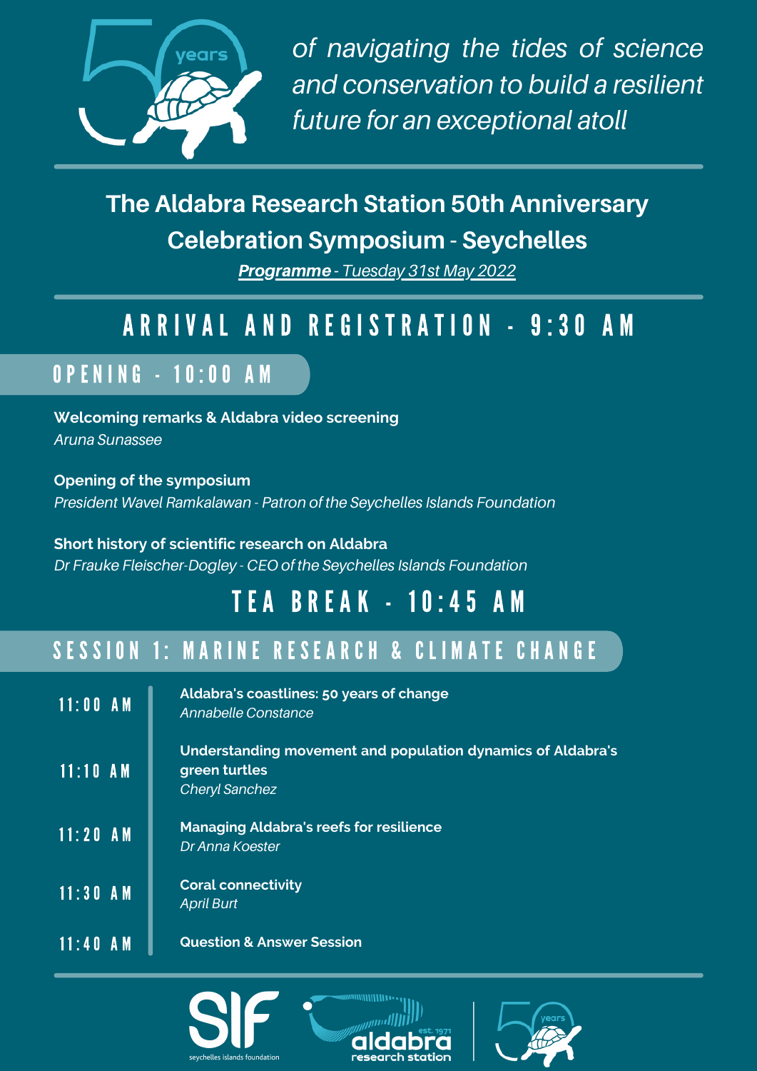*of navigating the tides of science and conservation to build a resilient future for an exceptional atoll*

# The Aldabra Research Station 50th Anniversary Celebration Symposium - Seychelles

***Programme** - Tuesday 31st May 2022*

## ARRIVAL AND REGISTRATION - 9:30 AM

## OPENING - 10:00 AM

**Welcoming remarks & Aldabra video screening**
*Aruna Sunassee*

**Opening of the symposium**
*President Wavel Ramkalawan - Patron of the Seychelles Islands Foundation*

**Short history of scientific research on Aldabra**
*Dr Frauke Fleischer-Dogley - CEO of the Seychelles Islands Foundation*

## TEA BREAK - 10:45 AM

## SESSION 1: MARINE RESEARCH & CLIMATE CHANGE

| Time | Session |
| --- | --- |
| 11:00 AM | **Aldabra's coastlines: 50 years of change** *Annabelle Constance* |
| 11:10 AM | **Understanding movement and population dynamics of Aldabra's green turtles** *Cheryl Sanchez* |
| 11:20 AM | **Managing Aldabra's reefs for resilience** *Dr Anna Koester* |
| 11:30 AM | **Coral connectivity** *April Burt* |
| 11:40 AM | **Question & Answer Session** |

SIF seychelles islands foundation

aldabra research station est. 1971

50 years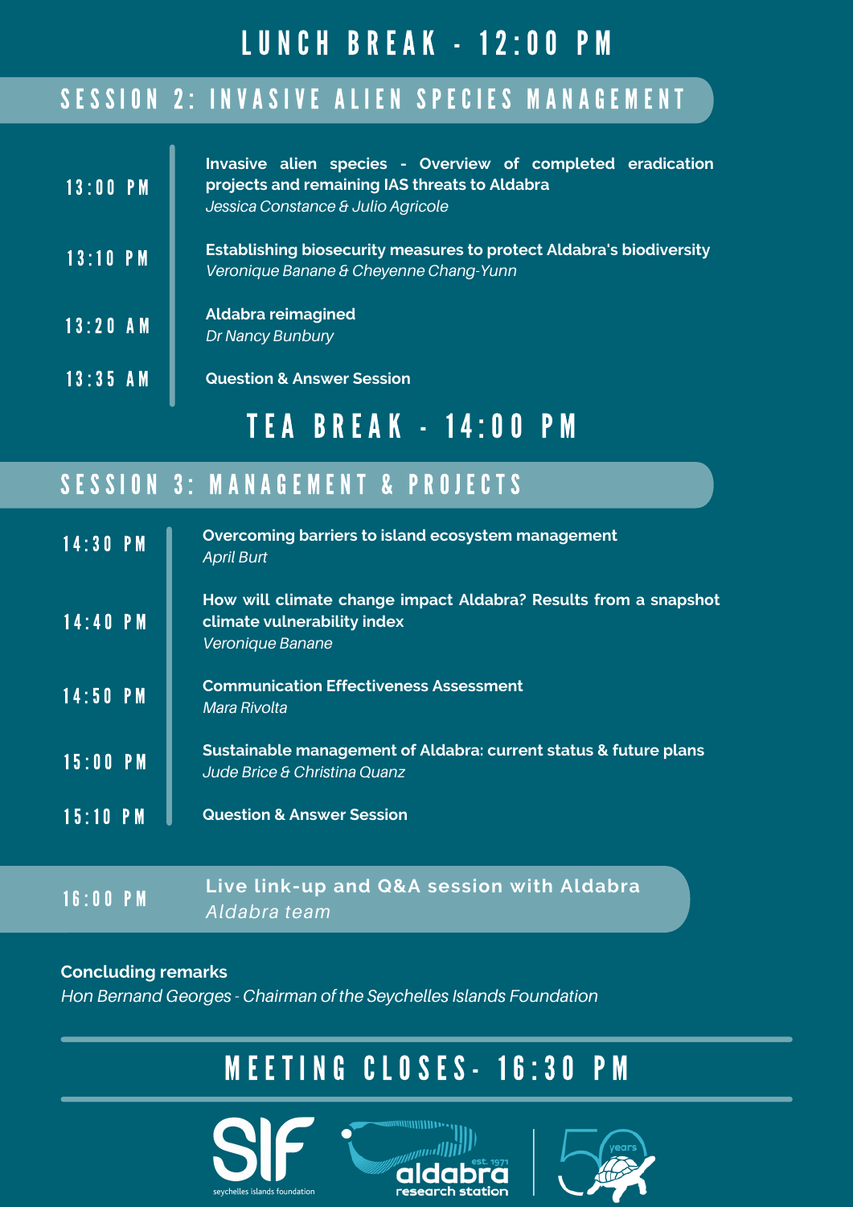# LUNCH BREAK - 12:00 PM

## SESSION 2: INVASIVE ALIEN SPECIES MANAGEMENT

| | |
|---|---|
| 13:00 PM | **Invasive alien species - Overview of completed eradication projects and remaining IAS threats to Aldabra**<br>*Jessica Constance & Julio Agricole* |
| 13:10 PM | **Establishing biosecurity measures to protect Aldabra's biodiversity**<br>*Veronique Banane & Cheyenne Chang-Yunn* |
| 13:20 AM | **Aldabra reimagined**<br>*Dr Nancy Bunbury* |
| 13:35 AM | **Question & Answer Session** |

# TEA BREAK - 14:00 PM

## SESSION 3: MANAGEMENT & PROJECTS

| | |
|---|---|
| 14:30 PM | **Overcoming barriers to island ecosystem management**<br>*April Burt* |
| 14:40 PM | **How will climate change impact Aldabra? Results from a snapshot climate vulnerability index**<br>*Veronique Banane* |
| 14:50 PM | **Communication Effectiveness Assessment**<br>*Mara Rivolta* |
| 15:00 PM | **Sustainable management of Aldabra: current status & future plans**<br>*Jude Brice & Christina Quanz* |
| 15:10 PM | **Question & Answer Session** |

| | |
|---|---|
| 16:00 PM | **Live link-up and Q&A session with Aldabra**<br>*Aldabra team* |

**Concluding remarks**
*Hon Bernand Georges - Chairman of the Seychelles Islands Foundation*

# MEETING CLOSES- 16:30 PM

SIF seychelles islands foundation

est. 1971 aldabra research station

50 years